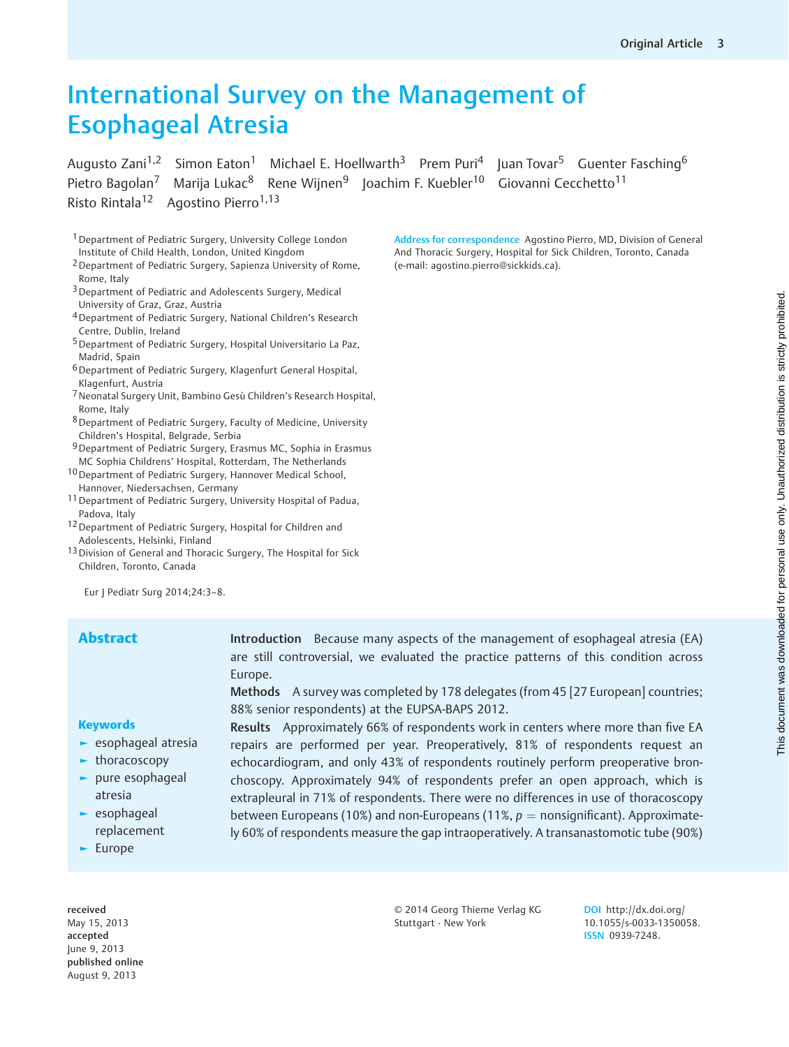# International Survey on the Management of Esophageal Atresia

Augusto Zani[1,2] Simon Eaton[1] Michael E. Hoellwarth[3] Prem Puri[4] Juan Tovar[5] Guenter Fasching[6] Pietro Bagolan[7] Marija Lukac[8] Rene Wijnen[9] Joachim F. Kuebler[10] Giovanni Cecchetto[11] Risto Rintala[12] Agostino Pierro[1,13]

[1] Department of Pediatric Surgery, University College London Institute of Child Health, London, United Kingdom
[2] Department of Pediatric Surgery, Sapienza University of Rome, Rome, Italy
[3] Department of Pediatric and Adolescents Surgery, Medical University of Graz, Graz, Austria
[4] Department of Pediatric Surgery, National Children's Research Centre, Dublin, Ireland
[5] Department of Pediatric Surgery, Hospital Universitario La Paz, Madrid, Spain
[6] Department of Pediatric Surgery, Klagenfurt General Hospital, Klagenfurt, Austria
[7] Neonatal Surgery Unit, Bambino Gesù Children's Research Hospital, Rome, Italy
[8] Department of Pediatric Surgery, Faculty of Medicine, University Children's Hospital, Belgrade, Serbia
[9] Department of Pediatric Surgery, Erasmus MC, Sophia in Erasmus MC Sophia Childrens' Hospital, Rotterdam, The Netherlands
[10] Department of Pediatric Surgery, Hannover Medical School, Hannover, Niedersachsen, Germany
[11] Department of Pediatric Surgery, University Hospital of Padua, Padova, Italy
[12] Department of Pediatric Surgery, Hospital for Children and Adolescents, Helsinki, Finland
[13] Division of General and Thoracic Surgery, The Hospital for Sick Children, Toronto, Canada

**Address for correspondence** Agostino Pierro, MD, Division of General And Thoracic Surgery, Hospital for Sick Children, Toronto, Canada (e-mail: agostino.pierro@sickkids.ca).

Eur J Pediatr Surg 2014;24:3–8.

## Abstract

**Introduction** Because many aspects of the management of esophageal atresia (EA) are still controversial, we evaluated the practice patterns of this condition across Europe.

**Methods** A survey was completed by 178 delegates (from 45 [27 European] countries; 88% senior respondents) at the EUPSA-BAPS 2012.

**Results** Approximately 66% of respondents work in centers where more than five EA repairs are performed per year. Preoperatively, 81% of respondents request an echocardiogram, and only 43% of respondents routinely perform preoperative bronchoscopy. Approximately 94% of respondents prefer an open approach, which is extrapleural in 71% of respondents. There were no differences in use of thoracoscopy between Europeans (10%) and non-Europeans (11%, $p$ = nonsignificant). Approximately 60% of respondents measure the gap intraoperatively. A transanastomotic tube (90%)

### Keywords

- esophageal atresia
- thoracoscopy
- pure esophageal atresia
- esophageal replacement
- Europe

received May 15, 2013
accepted June 9, 2013
published online August 9, 2013

© 2014 Georg Thieme Verlag KG Stuttgart · New York

DOI http://dx.doi.org/10.1055/s-0033-1350058.
ISSN 0939-7248.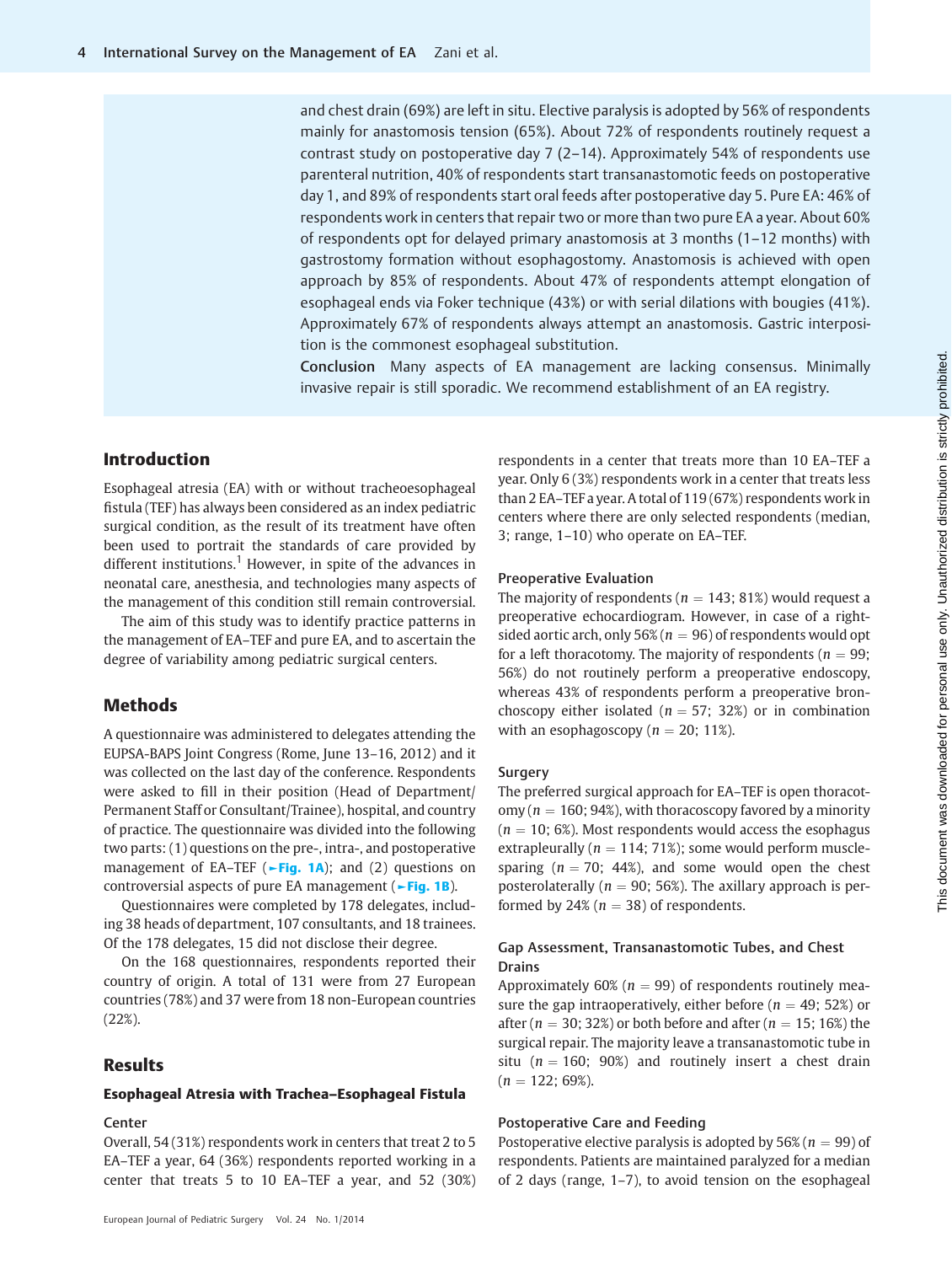and chest drain (69%) are left in situ. Elective paralysis is adopted by 56% of respondents mainly for anastomosis tension (65%). About 72% of respondents routinely request a contrast study on postoperative day 7 (2–14). Approximately 54% of respondents use parenteral nutrition, 40% of respondents start transanastomotic feeds on postoperative day 1, and 89% of respondents start oral feeds after postoperative day 5. Pure EA: 46% of respondents work in centers that repair two or more than two pure EA a year. About 60% of respondents opt for delayed primary anastomosis at 3 months (1–12 months) with gastrostomy formation without esophagostomy. Anastomosis is achieved with open approach by 85% of respondents. About 47% of respondents attempt elongation of esophageal ends via Foker technique (43%) or with serial dilations with bougies (41%). Approximately 67% of respondents always attempt an anastomosis. Gastric interposition is the commonest esophageal substitution.

**Conclusion** Many aspects of EA management are lacking consensus. Minimally invasive repair is still sporadic. We recommend establishment of an EA registry.

## Introduction

Esophageal atresia (EA) with or without tracheoesophageal fistula (TEF) has always been considered as an index pediatric surgical condition, as the result of its treatment have often been used to portrait the standards of care provided by different institutions.[1] However, in spite of the advances in neonatal care, anesthesia, and technologies many aspects of the management of this condition still remain controversial.

The aim of this study was to identify practice patterns in the management of EA–TEF and pure EA, and to ascertain the degree of variability among pediatric surgical centers.

## Methods

A questionnaire was administered to delegates attending the EUPSA-BAPS Joint Congress (Rome, June 13–16, 2012) and it was collected on the last day of the conference. Respondents were asked to fill in their position (Head of Department/Permanent Staff or Consultant/Trainee), hospital, and country of practice. The questionnaire was divided into the following two parts: (1) questions on the pre-, intra-, and postoperative management of EA–TEF (►Fig. 1A); and (2) questions on controversial aspects of pure EA management (►Fig. 1B).

Questionnaires were completed by 178 delegates, including 38 heads of department, 107 consultants, and 18 trainees. Of the 178 delegates, 15 did not disclose their degree.

On the 168 questionnaires, respondents reported their country of origin. A total of 131 were from 27 European countries (78%) and 37 were from 18 non-European countries (22%).

## Results

### Esophageal Atresia with Trachea–Esophageal Fistula

#### Center

Overall, 54 (31%) respondents work in centers that treat 2 to 5 EA–TEF a year, 64 (36%) respondents reported working in a center that treats 5 to 10 EA–TEF a year, and 52 (30%) respondents in a center that treats more than 10 EA–TEF a year. Only 6 (3%) respondents work in a center that treats less than 2 EA–TEF a year. A total of 119 (67%) respondents work in centers where there are only selected respondents (median, 3; range, 1–10) who operate on EA–TEF.

#### Preoperative Evaluation

The majority of respondents ($n = 143$; 81%) would request a preoperative echocardiogram. However, in case of a right-sided aortic arch, only 56% ($n = 96$) of respondents would opt for a left thoracotomy. The majority of respondents ($n = 99$; 56%) do not routinely perform a preoperative endoscopy, whereas 43% of respondents perform a preoperative bronchoscopy either isolated ($n = 57$; 32%) or in combination with an esophagoscopy ($n = 20$; 11%).

#### Surgery

The preferred surgical approach for EA–TEF is open thoracotomy ($n = 160$; 94%), with thoracoscopy favored by a minority ($n = 10$; 6%). Most respondents would access the esophagus extrapleurally ($n = 114$; 71%); some would perform muscle-sparing ($n = 70$; 44%), and some would open the chest posterolaterally ($n = 90$; 56%). The axillary approach is performed by 24% ($n = 38$) of respondents.

#### Gap Assessment, Transanastomotic Tubes, and Chest Drains

Approximately 60% ($n = 99$) of respondents routinely measure the gap intraoperatively, either before ($n = 49$; 52%) or after ($n = 30$; 32%) or both before and after ($n = 15$; 16%) the surgical repair. The majority leave a transanastomotic tube in situ ($n = 160$; 90%) and routinely insert a chest drain ($n = 122$; 69%).

#### Postoperative Care and Feeding

Postoperative elective paralysis is adopted by 56% ($n = 99$) of respondents. Patients are maintained paralyzed for a median of 2 days (range, 1–7), to avoid tension on the esophageal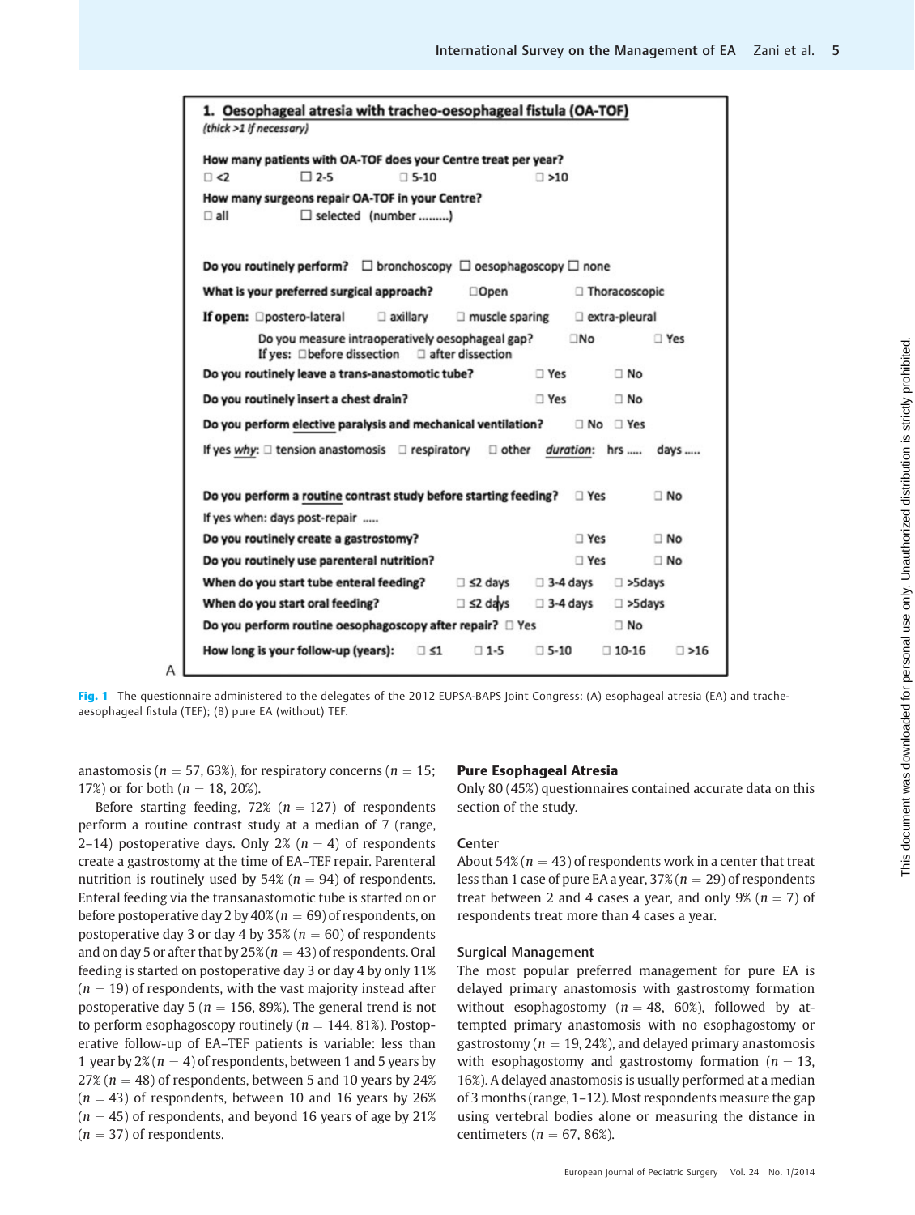**1. Oesophageal atresia with tracheo-oesophageal fistula (OA-TOF)**
*(thick >1 if necessary)*

**How many patients with OA-TOF does your Centre treat per year?**
☐ <2 ☐ 2-5 ☐ 5-10 ☐ >10

**How many surgeons repair OA-TOF in your Centre?**
☐ all ☐ selected (number ........)

**Do you routinely perform?** ☐ bronchoscopy ☐ oesophagoscopy ☐ none

**What is your preferred surgical approach?** ☐ Open ☐ Thoracoscopic

**If open:** ☐ postero-lateral ☐ axillary ☐ muscle sparing ☐ extra-pleural

Do you measure intraoperatively oesophageal gap? ☐ No ☐ Yes
If yes: ☐ before dissection ☐ after dissection

**Do you routinely leave a trans-anastomotic tube?** ☐ Yes ☐ No

**Do you routinely insert a chest drain?** ☐ Yes ☐ No

**Do you perform elective paralysis and mechanical ventilation?** ☐ No ☐ Yes

If yes *why*: ☐ tension anastomosis ☐ respiratory ☐ other *duration*: hrs ..... days .....

**Do you perform a routine contrast study before starting feeding?** ☐ Yes ☐ No

If yes when: days post-repair .....

**Do you routinely create a gastrostomy?** ☐ Yes ☐ No

**Do you routinely use parenteral nutrition?** ☐ Yes ☐ No

**When do you start tube enteral feeding?** ☐ ≤2 days ☐ 3-4 days ☐ >5days

**When do you start oral feeding?** ☐ ≤2 days ☐ 3-4 days ☐ >5days

**Do you perform routine oesophagoscopy after repair?** ☐ Yes ☐ No

**How long is your follow-up (years):** ☐ ≤1 ☐ 1-5 ☐ 5-10 ☐ 10-16 ☐ >16

A

**Fig. 1** The questionnaire administered to the delegates of the 2012 EUPSA-BAPS Joint Congress: (A) esophageal atresia (EA) and tracheaesophageal fistula (TEF); (B) pure EA (without) TEF.

anastomosis ($n = 57$, 63%), for respiratory concerns ($n = 15$; 17%) or for both ($n = 18$, 20%).

Before starting feeding, 72% ($n = 127$) of respondents perform a routine contrast study at a median of 7 (range, 2–14) postoperative days. Only 2% ($n = 4$) of respondents create a gastrostomy at the time of EA–TEF repair. Parenteral nutrition is routinely used by 54% ($n = 94$) of respondents. Enteral feeding via the transanastomotic tube is started on or before postoperative day 2 by 40% ($n = 69$) of respondents, on postoperative day 3 or day 4 by 35% ($n = 60$) of respondents and on day 5 or after that by 25% ($n = 43$) of respondents. Oral feeding is started on postoperative day 3 or day 4 by only 11% ($n = 19$) of respondents, with the vast majority instead after postoperative day 5 ($n = 156$, 89%). The general trend is not to perform esophagoscopy routinely ($n = 144$, 81%). Postoperative follow-up of EA–TEF patients is variable: less than 1 year by 2% ($n = 4$) of respondents, between 1 and 5 years by 27% ($n = 48$) of respondents, between 5 and 10 years by 24% ($n = 43$) of respondents, between 10 and 16 years by 26% ($n = 45$) of respondents, and beyond 16 years of age by 21% ($n = 37$) of respondents.

## Pure Esophageal Atresia

Only 80 (45%) questionnaires contained accurate data on this section of the study.

### Center

About 54% ($n = 43$) of respondents work in a center that treat less than 1 case of pure EA a year, 37% ($n = 29$) of respondents treat between 2 and 4 cases a year, and only 9% ($n = 7$) of respondents treat more than 4 cases a year.

### Surgical Management

The most popular preferred management for pure EA is delayed primary anastomosis with gastrostomy formation without esophagostomy ($n = 48$, 60%), followed by attempted primary anastomosis with no esophagostomy or gastrostomy ($n = 19$, 24%), and delayed primary anastomosis with esophagostomy and gastrostomy formation ($n = 13$, 16%). A delayed anastomosis is usually performed at a median of 3 months (range, 1–12). Most respondents measure the gap using vertebral bodies alone or measuring the distance in centimeters ($n = 67$, 86%).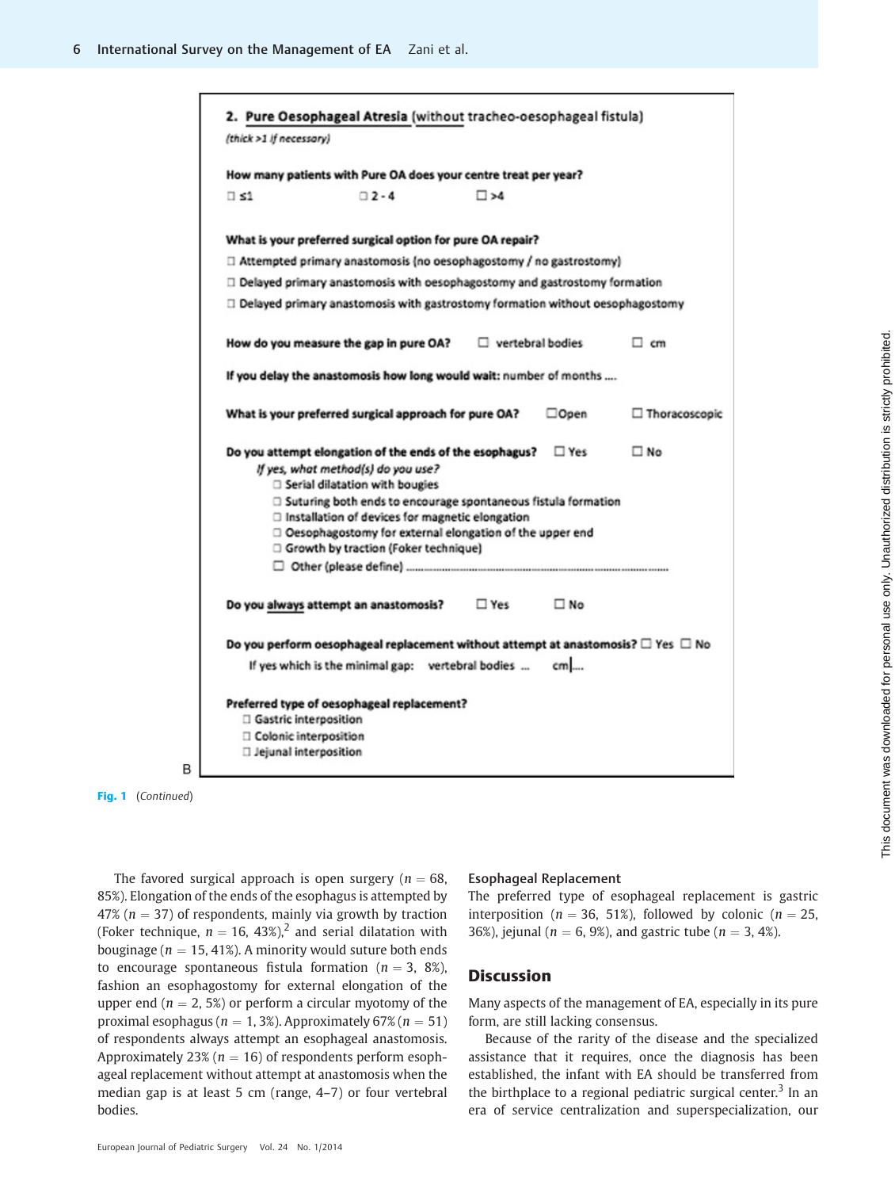**2. Pure Oesophageal Atresia** (without tracheo-oesophageal fistula)

*(thick >1 if necessary)*

**How many patients with Pure OA does your centre treat per year?**

☐ ≤1 ☐ 2 - 4 ☐ >4

**What is your preferred surgical option for pure OA repair?**

☐ Attempted primary anastomosis (no oesophagostomy / no gastrostomy)

☐ Delayed primary anastomosis with oesophagostomy and gastrostomy formation

☐ Delayed primary anastomosis with gastrostomy formation without oesophagostomy

**How do you measure the gap in pure OA?** ☐ vertebral bodies ☐ cm

**If you delay the anastomosis how long would wait:** number of months ....

**What is your preferred surgical approach for pure OA?** ☐Open ☐ Thoracoscopic

**Do you attempt elongation of the ends of the esophagus?** ☐ Yes ☐ No

*If yes, what method(s) do you use?*

- ☐ Serial dilatation with bougies
- ☐ Suturing both ends to encourage spontaneous fistula formation
- ☐ Installation of devices for magnetic elongation
- ☐ Oesophagostomy for external elongation of the upper end
- ☐ Growth by traction (Foker technique)
- ☐ Other (please define) ................................................................................

**Do you always attempt an anastomosis?** ☐ Yes ☐ No

**Do you perform oesophageal replacement without attempt at anastomosis?** ☐ Yes ☐ No

If yes which is the minimal gap: vertebral bodies ... cm....

**Preferred type of oesophageal replacement?**

- ☐ Gastric interposition
- ☐ Colonic interposition
- ☐ Jejunal interposition

B

**Fig. 1** (*Continued*)

The favored surgical approach is open surgery ($n = 68$, 85%). Elongation of the ends of the esophagus is attempted by 47% ($n = 37$) of respondents, mainly via growth by traction (Foker technique, $n = 16$, 43%),[2] and serial dilatation with bougినage ($n = 15$, 41%). A minority would suture both ends to encourage spontaneous fistula formation ($n = 3$, 8%), fashion an esophagostomy for external elongation of the upper end ($n = 2$, 5%) or perform a circular myotomy of the proximal esophagus ($n = 1$, 3%). Approximately 67% ($n = 51$) of respondents always attempt an esophageal anastomosis. Approximately 23% ($n = 16$) of respondents perform esophageal replacement without attempt at anastomosis when the median gap is at least 5 cm (range, 4–7) or four vertebral bodies.

### Esophageal Replacement

The preferred type of esophageal replacement is gastric interposition ($n = 36$, 51%), followed by colonic ($n = 25$, 36%), jejunal ($n = 6$, 9%), and gastric tube ($n = 3$, 4%).

## Discussion

Many aspects of the management of EA, especially in its pure form, are still lacking consensus.

Because of the rarity of the disease and the specialized assistance that it requires, once the diagnosis has been established, the infant with EA should be transferred from the birthplace to a regional pediatric surgical center.[3] In an era of service centralization and superspecialization, our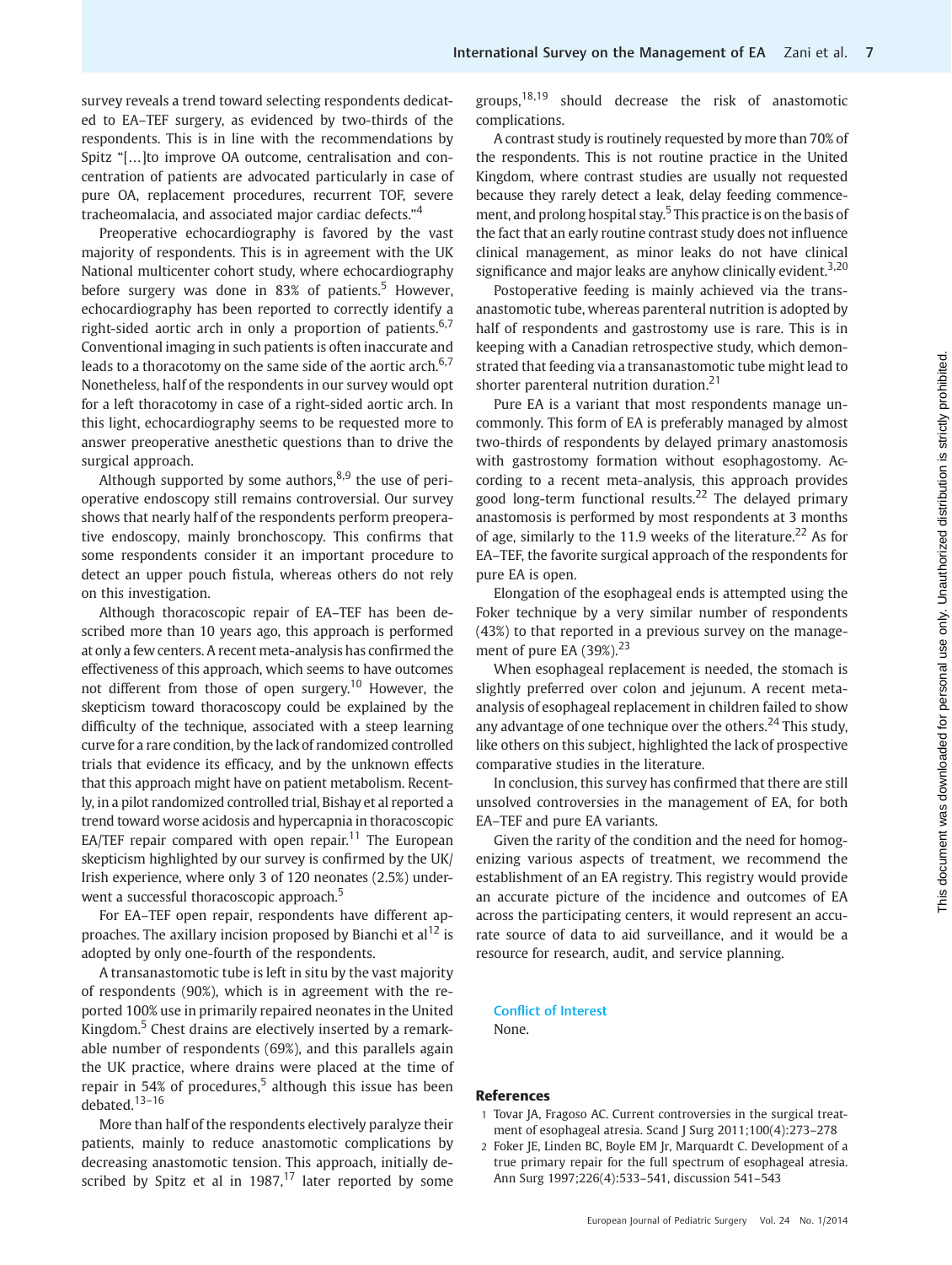survey reveals a trend toward selecting respondents dedicated to EA–TEF surgery, as evidenced by two-thirds of the respondents. This is in line with the recommendations by Spitz "[…]to improve OA outcome, centralisation and concentration of patients are advocated particularly in case of pure OA, replacement procedures, recurrent TOF, severe tracheomalacia, and associated major cardiac defects."[4]

Preoperative echocardiography is favored by the vast majority of respondents. This is in agreement with the UK National multicenter cohort study, where echocardiography before surgery was done in 83% of patients.[5] However, echocardiography has been reported to correctly identify a right-sided aortic arch in only a proportion of patients.[6,7] Conventional imaging in such patients is often inaccurate and leads to a thoracotomy on the same side of the aortic arch.[6,7] Nonetheless, half of the respondents in our survey would opt for a left thoracotomy in case of a right-sided aortic arch. In this light, echocardiography seems to be requested more to answer preoperative anesthetic questions than to drive the surgical approach.

Although supported by some authors,[8,9] the use of perioperative endoscopy still remains controversial. Our survey shows that nearly half of the respondents perform preoperative endoscopy, mainly bronchoscopy. This confirms that some respondents consider it an important procedure to detect an upper pouch fistula, whereas others do not rely on this investigation.

Although thoracoscopic repair of EA–TEF has been described more than 10 years ago, this approach is performed at only a few centers. A recent meta-analysis has confirmed the effectiveness of this approach, which seems to have outcomes not different from those of open surgery.[10] However, the skepticism toward thoracoscopy could be explained by the difficulty of the technique, associated with a steep learning curve for a rare condition, by the lack of randomized controlled trials that evidence its efficacy, and by the unknown effects that this approach might have on patient metabolism. Recently, in a pilot randomized controlled trial, Bishay et al reported a trend toward worse acidosis and hypercapnia in thoracoscopic EA/TEF repair compared with open repair.[11] The European skepticism highlighted by our survey is confirmed by the UK/Irish experience, where only 3 of 120 neonates (2.5%) underwent a successful thoracoscopic approach.[5]

For EA–TEF open repair, respondents have different approaches. The axillary incision proposed by Bianchi et al[12] is adopted by only one-fourth of the respondents.

A transanastomotic tube is left in situ by the vast majority of respondents (90%), which is in agreement with the reported 100% use in primarily repaired neonates in the United Kingdom.[5] Chest drains are electively inserted by a remarkable number of respondents (69%), and this parallels again the UK practice, where drains were placed at the time of repair in 54% of procedures,[5] although this issue has been debated.[13–16]

More than half of the respondents electively paralyze their patients, mainly to reduce anastomotic complications by decreasing anastomotic tension. This approach, initially described by Spitz et al in 1987,[17] later reported by some groups,[18,19] should decrease the risk of anastomotic complications.

A contrast study is routinely requested by more than 70% of the respondents. This is not routine practice in the United Kingdom, where contrast studies are usually not requested because they rarely detect a leak, delay feeding commencement, and prolong hospital stay.[5] This practice is on the basis of the fact that an early routine contrast study does not influence clinical management, as minor leaks do not have clinical significance and major leaks are anyhow clinically evident.[3,20]

Postoperative feeding is mainly achieved via the transanastomotic tube, whereas parenteral nutrition is adopted by half of respondents and gastrostomy use is rare. This is in keeping with a Canadian retrospective study, which demonstrated that feeding via a transanastomotic tube might lead to shorter parenteral nutrition duration.[21]

Pure EA is a variant that most respondents manage uncommonly. This form of EA is preferably managed by almost two-thirds of respondents by delayed primary anastomosis with gastrostomy formation without esophagostomy. According to a recent meta-analysis, this approach provides good long-term functional results.[22] The delayed primary anastomosis is performed by most respondents at 3 months of age, similarly to the 11.9 weeks of the literature.[22] As for EA–TEF, the favorite surgical approach of the respondents for pure EA is open.

Elongation of the esophageal ends is attempted using the Foker technique by a very similar number of respondents (43%) to that reported in a previous survey on the management of pure EA (39%).[23]

When esophageal replacement is needed, the stomach is slightly preferred over colon and jejunum. A recent meta-analysis of esophageal replacement in children failed to show any advantage of one technique over the others.[24] This study, like others on this subject, highlighted the lack of prospective comparative studies in the literature.

In conclusion, this survey has confirmed that there are still unsolved controversies in the management of EA, for both EA–TEF and pure EA variants.

Given the rarity of the condition and the need for homogenizing various aspects of treatment, we recommend the establishment of an EA registry. This registry would provide an accurate picture of the incidence and outcomes of EA across the participating centers, it would represent an accurate source of data to aid surveillance, and it would be a resource for research, audit, and service planning.

## Conflict of Interest

None.

## References

1 Tovar JA, Fragoso AC. Current controversies in the surgical treatment of esophageal atresia. Scand J Surg 2011;100(4):273–278

2 Foker JE, Linden BC, Boyle EM Jr, Marquardt C. Development of a true primary repair for the full spectrum of esophageal atresia. Ann Surg 1997;226(4):533–541, discussion 541–543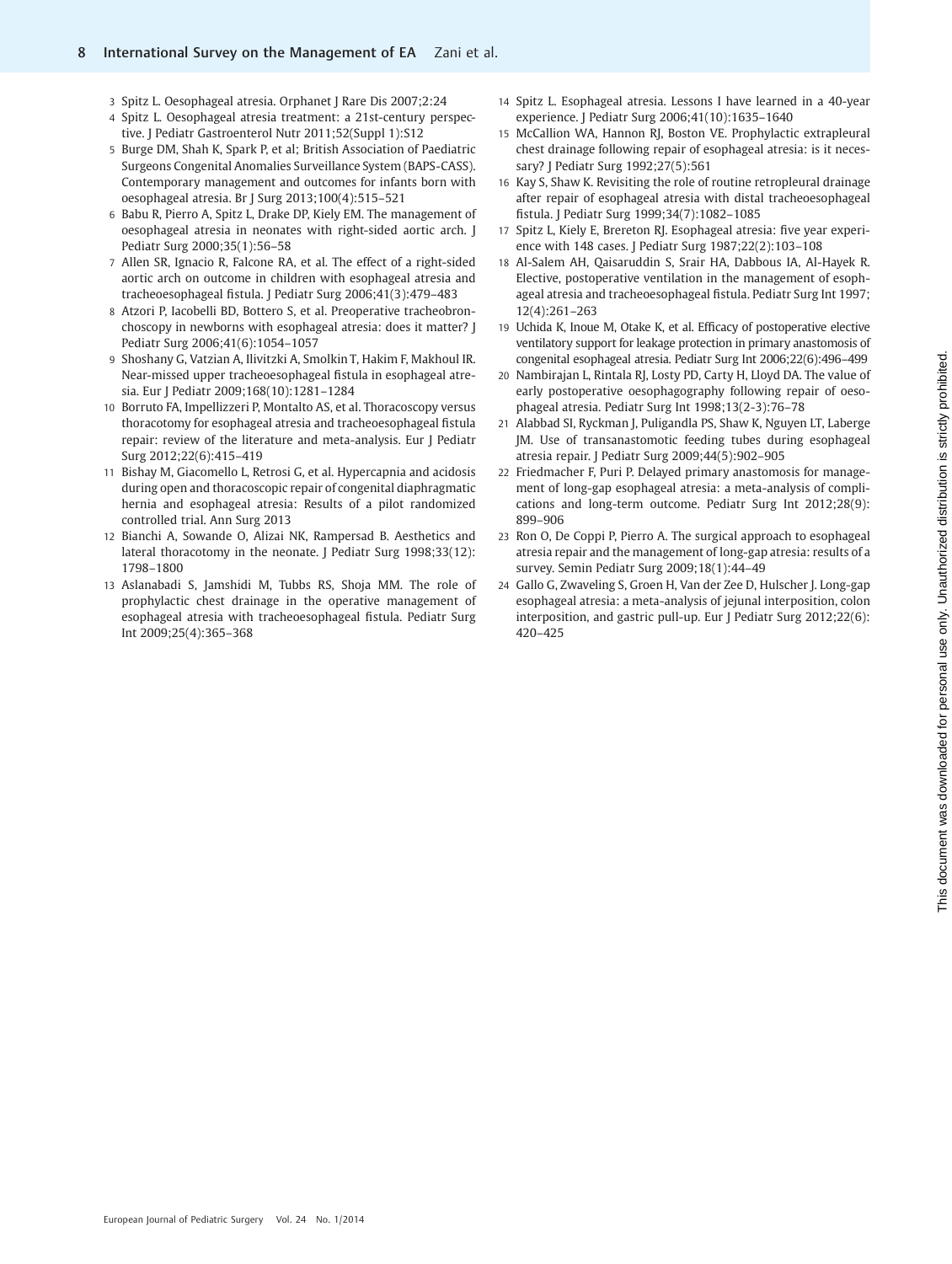3 Spitz L. Oesophageal atresia. Orphanet J Rare Dis 2007;2:24

4 Spitz L. Oesophageal atresia treatment: a 21st-century perspective. J Pediatr Gastroenterol Nutr 2011;52(Suppl 1):S12

5 Burge DM, Shah K, Spark P, et al; British Association of Paediatric Surgeons Congenital Anomalies Surveillance System (BAPS-CASS). Contemporary management and outcomes for infants born with oesophageal atresia. Br J Surg 2013;100(4):515–521

6 Babu R, Pierro A, Spitz L, Drake DP, Kiely EM. The management of oesophageal atresia in neonates with right-sided aortic arch. J Pediatr Surg 2000;35(1):56–58

7 Allen SR, Ignacio R, Falcone RA, et al. The effect of a right-sided aortic arch on outcome in children with esophageal atresia and tracheoesophageal fistula. J Pediatr Surg 2006;41(3):479–483

8 Atzori P, Iacobelli BD, Bottero S, et al. Preoperative tracheobronchoscopy in newborns with esophageal atresia: does it matter? J Pediatr Surg 2006;41(6):1054–1057

9 Shoshany G, Vatzian A, Ilivitzki A, Smolkin T, Hakim F, Makhoul IR. Near-missed upper tracheoesophageal fistula in esophageal atresia. Eur J Pediatr 2009;168(10):1281–1284

10 Borruto FA, Impellizzeri P, Montalto AS, et al. Thoracoscopy versus thoracotomy for esophageal atresia and tracheoesophageal fistula repair: review of the literature and meta-analysis. Eur J Pediatr Surg 2012;22(6):415–419

11 Bishay M, Giacomello L, Retrosi G, et al. Hypercapnia and acidosis during open and thoracoscopic repair of congenital diaphragmatic hernia and esophageal atresia: Results of a pilot randomized controlled trial. Ann Surg 2013

12 Bianchi A, Sowande O, Alizai NK, Rampersad B. Aesthetics and lateral thoracotomy in the neonate. J Pediatr Surg 1998;33(12): 1798–1800

13 Aslanabadi S, Jamshidi M, Tubbs RS, Shoja MM. The role of prophylactic chest drainage in the operative management of esophageal atresia with tracheoesophageal fistula. Pediatr Surg Int 2009;25(4):365–368

14 Spitz L. Esophageal atresia. Lessons I have learned in a 40-year experience. J Pediatr Surg 2006;41(10):1635–1640

15 McCallion WA, Hannon RJ, Boston VE. Prophylactic extrapleural chest drainage following repair of esophageal atresia: is it necessary? J Pediatr Surg 1992;27(5):561

16 Kay S, Shaw K. Revisiting the role of routine retropleural drainage after repair of esophageal atresia with distal tracheoesophageal fistula. J Pediatr Surg 1999;34(7):1082–1085

17 Spitz L, Kiely E, Brereton RJ. Esophageal atresia: five year experience with 148 cases. J Pediatr Surg 1987;22(2):103–108

18 Al-Salem AH, Qaisaruddin S, Srair HA, Dabbous IA, Al-Hayek R. Elective, postoperative ventilation in the management of esophageal atresia and tracheoesophageal fistula. Pediatr Surg Int 1997; 12(4):261–263

19 Uchida K, Inoue M, Otake K, et al. Efficacy of postoperative elective ventilatory support for leakage protection in primary anastomosis of congenital esophageal atresia. Pediatr Surg Int 2006;22(6):496–499

20 Nambirajan L, Rintala RJ, Losty PD, Carty H, Lloyd DA. The value of early postoperative oesophagography following repair of oesophageal atresia. Pediatr Surg Int 1998;13(2-3):76–78

21 Alabbad SI, Ryckman J, Puligandla PS, Shaw K, Nguyen LT, Laberge JM. Use of transanastomotic feeding tubes during esophageal atresia repair. J Pediatr Surg 2009;44(5):902–905

22 Friedmacher F, Puri P. Delayed primary anastomosis for management of long-gap esophageal atresia: a meta-analysis of complications and long-term outcome. Pediatr Surg Int 2012;28(9): 899–906

23 Ron O, De Coppi P, Pierro A. The surgical approach to esophageal atresia repair and the management of long-gap atresia: results of a survey. Semin Pediatr Surg 2009;18(1):44–49

24 Gallo G, Zwaveling S, Groen H, Van der Zee D, Hulscher J. Long-gap esophageal atresia: a meta-analysis of jejunal interposition, colon interposition, and gastric pull-up. Eur J Pediatr Surg 2012;22(6): 420–425